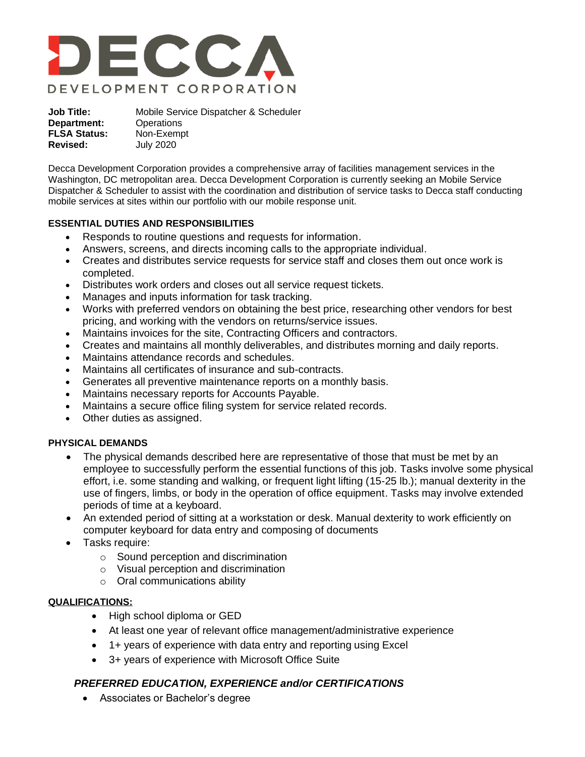# DECCA

DEVELOPMENT CORPORATION

**Job Title:** Mobile Service Dispatcher & Scheduler
**Department:** Operations
**FLSA Status:** Non-Exempt
**Revised:** July 2020

Decca Development Corporation provides a comprehensive array of facilities management services in the Washington, DC metropolitan area. Decca Development Corporation is currently seeking an Mobile Service Dispatcher & Scheduler to assist with the coordination and distribution of service tasks to Decca staff conducting mobile services at sites within our portfolio with our mobile response unit.

## ESSENTIAL DUTIES AND RESPONSIBILITIES

- Responds to routine questions and requests for information.
- Answers, screens, and directs incoming calls to the appropriate individual.
- Creates and distributes service requests for service staff and closes them out once work is completed.
- Distributes work orders and closes out all service request tickets.
- Manages and inputs information for task tracking.
- Works with preferred vendors on obtaining the best price, researching other vendors for best pricing, and working with the vendors on returns/service issues.
- Maintains invoices for the site, Contracting Officers and contractors.
- Creates and maintains all monthly deliverables, and distributes morning and daily reports.
- Maintains attendance records and schedules.
- Maintains all certificates of insurance and sub-contracts.
- Generates all preventive maintenance reports on a monthly basis.
- Maintains necessary reports for Accounts Payable.
- Maintains a secure office filing system for service related records.
- Other duties as assigned.

## PHYSICAL DEMANDS

- The physical demands described here are representative of those that must be met by an employee to successfully perform the essential functions of this job. Tasks involve some physical effort, i.e. some standing and walking, or frequent light lifting (15-25 lb.); manual dexterity in the use of fingers, limbs, or body in the operation of office equipment. Tasks may involve extended periods of time at a keyboard.
- An extended period of sitting at a workstation or desk. Manual dexterity to work efficiently on computer keyboard for data entry and composing of documents
- Tasks require:
  - Sound perception and discrimination
  - Visual perception and discrimination
  - Oral communications ability

## QUALIFICATIONS:

- High school diploma or GED
- At least one year of relevant office management/administrative experience
- 1+ years of experience with data entry and reporting using Excel
- 3+ years of experience with Microsoft Office Suite

### *PREFERRED EDUCATION, EXPERIENCE and/or CERTIFICATIONS*

- Associates or Bachelor's degree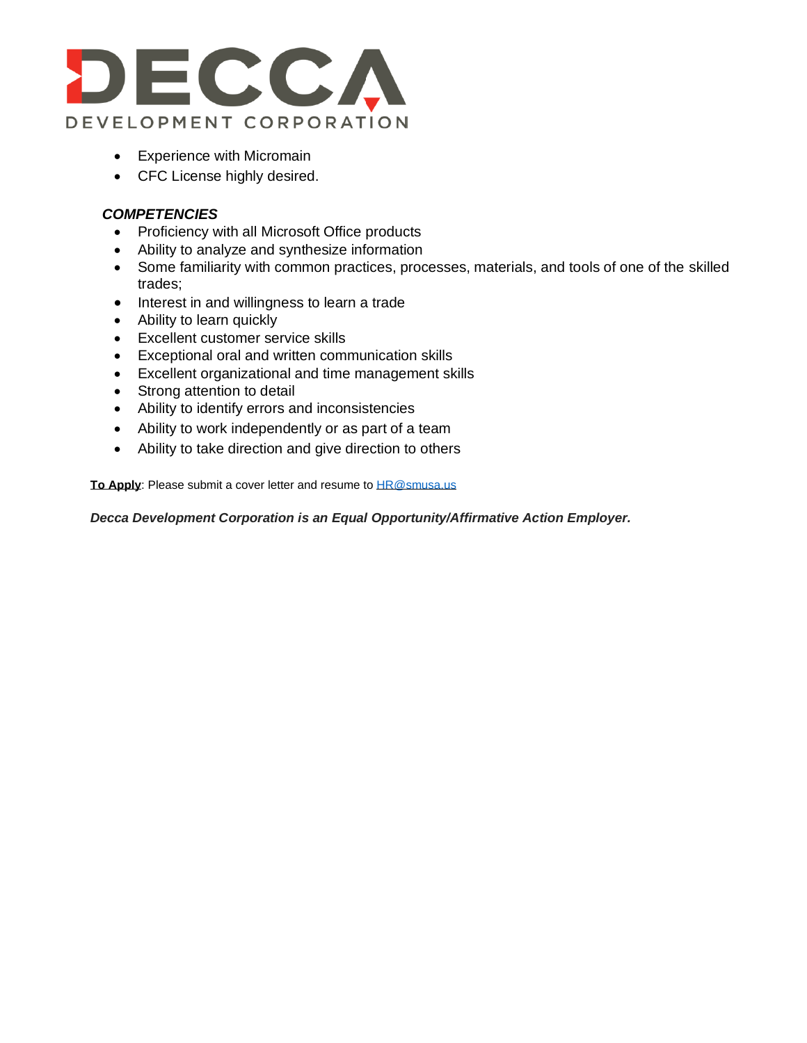- Experience with Micromain
- CFC License highly desired.

***COMPETENCIES***

- Proficiency with all Microsoft Office products
- Ability to analyze and synthesize information
- Some familiarity with common practices, processes, materials, and tools of one of the skilled trades;
- Interest in and willingness to learn a trade
- Ability to learn quickly
- Excellent customer service skills
- Exceptional oral and written communication skills
- Excellent organizational and time management skills
- Strong attention to detail
- Ability to identify errors and inconsistencies
- Ability to work independently or as part of a team
- Ability to take direction and give direction to others

**To Apply**: Please submit a cover letter and resume to HR@smusa.us

***Decca Development Corporation is an Equal Opportunity/Affirmative Action Employer.***